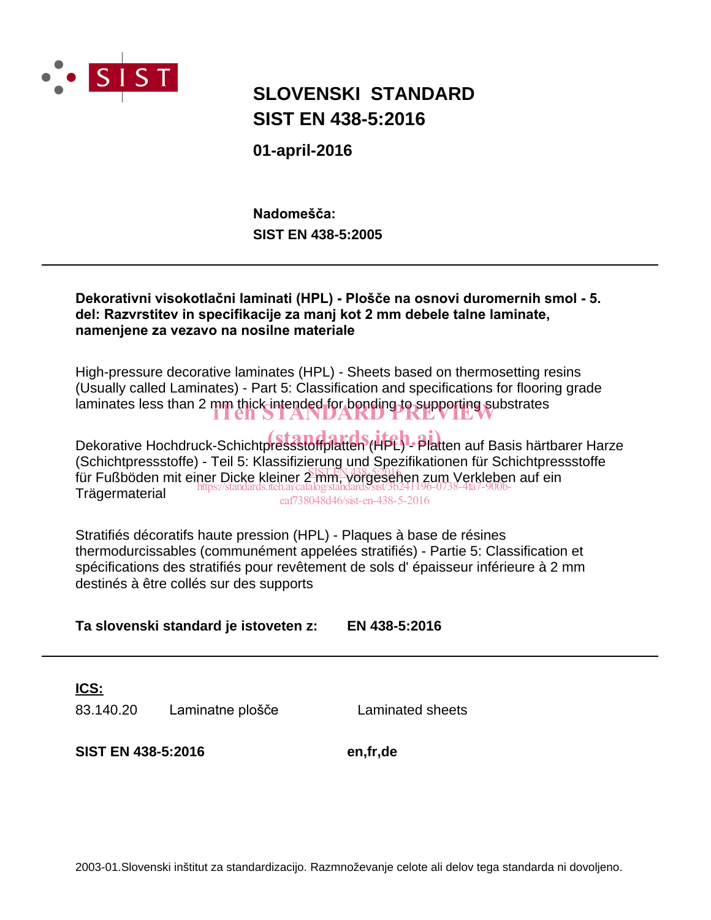SIST

# SLOVENSKI STANDARD
# SIST EN 438-5:2016

**01-april-2016**

**Nadomešča:**
**SIST EN 438-5:2005**

---

**Dekorativni visokotlačni laminati (HPL) - Plošče na osnovi duromernih smol - 5. del: Razvrstitev in specifikacije za manj kot 2 mm debele talne laminate, namenjene za vezavo na nosilne materiale**

High-pressure decorative laminates (HPL) - Sheets based on thermosetting resins (Usually called Laminates) - Part 5: Classification and specifications for flooring grade laminates less than 2 mm thick intended for bonding to supporting substrates

Dekorative Hochdruck-Schichtpressstoffplatten (HPL) - Platten auf Basis härtbarer Harze (Schichtpressstoffe) - Teil 5: Klassifizierung und Spezifikationen für Schichtpressstoffe für Fußböden mit einer Dicke kleiner 2 mm, vorgesehen zum Verkleben auf ein Trägermaterial

Stratifiés décoratifs haute pression (HPL) - Plaques à base de résines thermodurcissables (communément appelées stratifiés) - Partie 5: Classification et spécifications des stratifiés pour revêtement de sols d' épaisseur inférieure à 2 mm destinés à être collés sur des supports

**Ta slovenski standard je istoveten z:** **EN 438-5:2016**

---

**ICS:**

| | | |
|---|---|---|
| 83.140.20 | Laminatne plošče | Laminated sheets |

**SIST EN 438-5:2016** **en,fr,de**

2003-01.Slovenski inštitut za standardizacijo. Razmnoževanje celote ali delov tega standarda ni dovoljeno.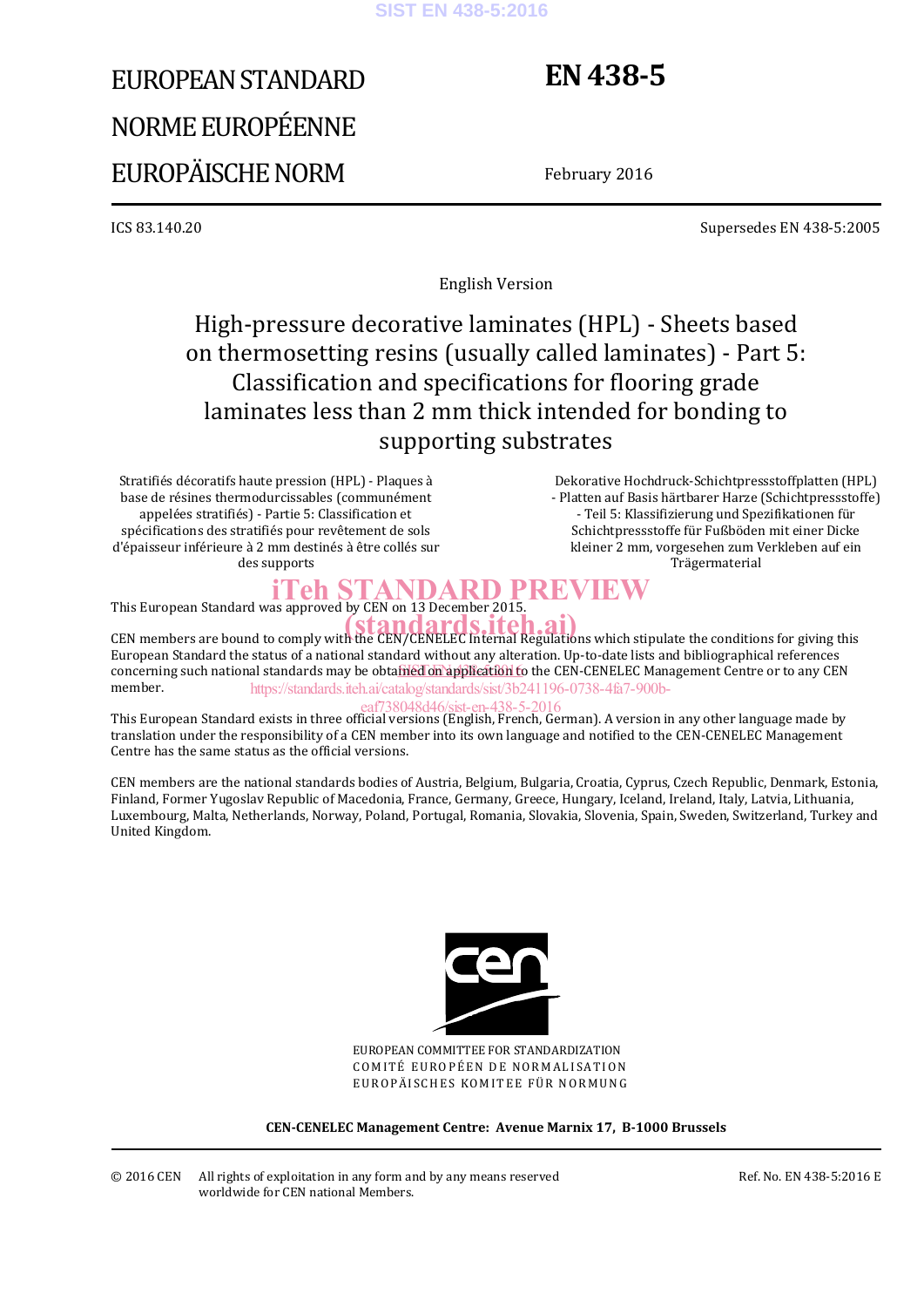# EUROPEAN STANDARD
# NORME EUROPÉENNE
# EUROPÄISCHE NORM

# EN 438-5

February 2016

ICS 83.140.20

Supersedes EN 438-5:2005

English Version

## High-pressure decorative laminates (HPL) - Sheets based on thermosetting resins (usually called laminates) - Part 5: Classification and specifications for flooring grade laminates less than 2 mm thick intended for bonding to supporting substrates

Stratifiés décoratifs haute pression (HPL) - Plaques à base de résines thermodurcissables (communément appelées stratifiés) - Partie 5: Classification et spécifications des stratifiés pour revêtement de sols d'épaisseur inférieure à 2 mm destinés à être collés sur des supports

Dekorative Hochdruck-Schichtpressstoffplatten (HPL) - Platten auf Basis härtbarer Harze (Schichtpressstoffe) - Teil 5: Klassifizierung und Spezifikationen für Schichtpressstoffe für Fußböden mit einer Dicke kleiner 2 mm, vorgesehen zum Verkleben auf ein Trägermaterial

This European Standard was approved by CEN on 13 December 2015.

CEN members are bound to comply with the CEN/CENELEC Internal Regulations which stipulate the conditions for giving this European Standard the status of a national standard without any alteration. Up-to-date lists and bibliographical references concerning such national standards may be obtained on application to the CEN-CENELEC Management Centre or to any CEN member.

This European Standard exists in three official versions (English, French, German). A version in any other language made by translation under the responsibility of a CEN member into its own language and notified to the CEN-CENELEC Management Centre has the same status as the official versions.

CEN members are the national standards bodies of Austria, Belgium, Bulgaria, Croatia, Cyprus, Czech Republic, Denmark, Estonia, Finland, Former Yugoslav Republic of Macedonia, France, Germany, Greece, Hungary, Iceland, Ireland, Italy, Latvia, Lithuania, Luxembourg, Malta, Netherlands, Norway, Poland, Portugal, Romania, Slovakia, Slovenia, Spain, Sweden, Switzerland, Turkey and United Kingdom.

EUROPEAN COMMITTEE FOR STANDARDIZATION
COMITÉ EUROPÉEN DE NORMALISATION
EUROPÄISCHES KOMITEE FÜR NORMUNG

**CEN-CENELEC Management Centre: Avenue Marnix 17, B-1000 Brussels**

© 2016 CEN All rights of exploitation in any form and by any means reserved worldwide for CEN national Members.

Ref. No. EN 438-5:2016 E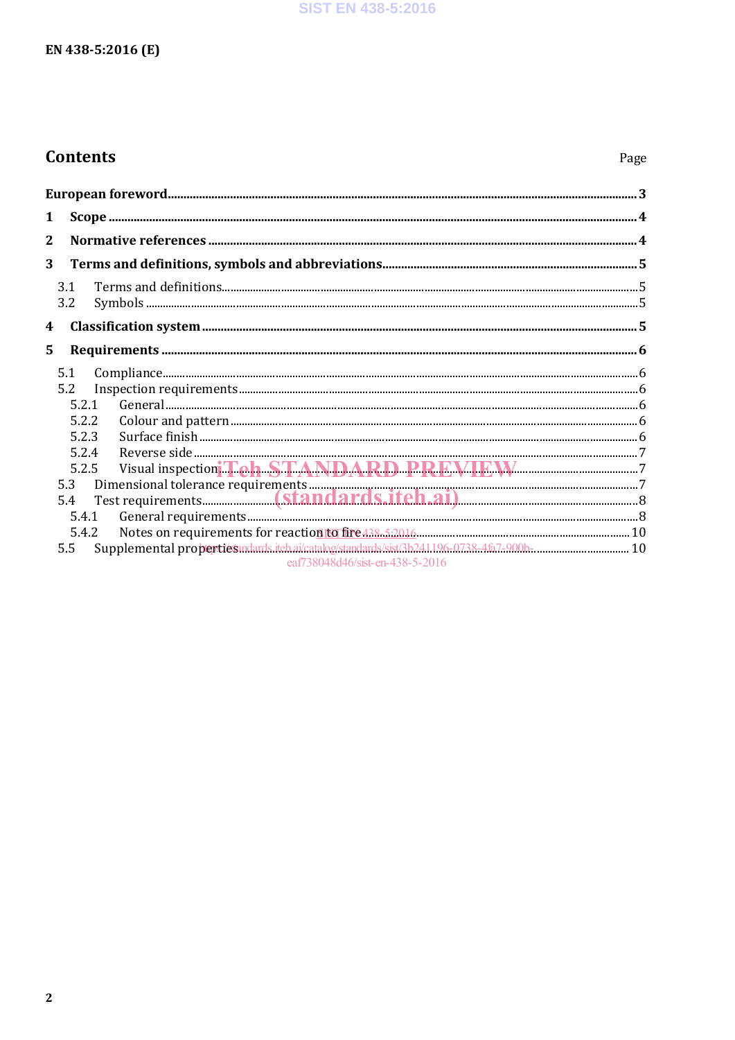## Contents

Page

**European foreword** ..... **3**

**1 Scope** ..... **4**

**2 Normative references** ..... **4**

**3 Terms and definitions, symbols and abbreviations** ..... **5**

- 3.1 Terms and definitions ..... 5
- 3.2 Symbols ..... 5

**4 Classification system** ..... **5**

**5 Requirements** ..... **6**

- 5.1 Compliance ..... 6
- 5.2 Inspection requirements ..... 6
  - 5.2.1 General ..... 6
  - 5.2.2 Colour and pattern ..... 6
  - 5.2.3 Surface finish ..... 6
  - 5.2.4 Reverse side ..... 7
  - 5.2.5 Visual inspection ..... 7
- 5.3 Dimensional tolerance requirements ..... 7
- 5.4 Test requirements ..... 8
  - 5.4.1 General requirements ..... 8
  - 5.4.2 Notes on requirements for reaction to fire ..... 10
- 5.5 Supplemental properties ..... 10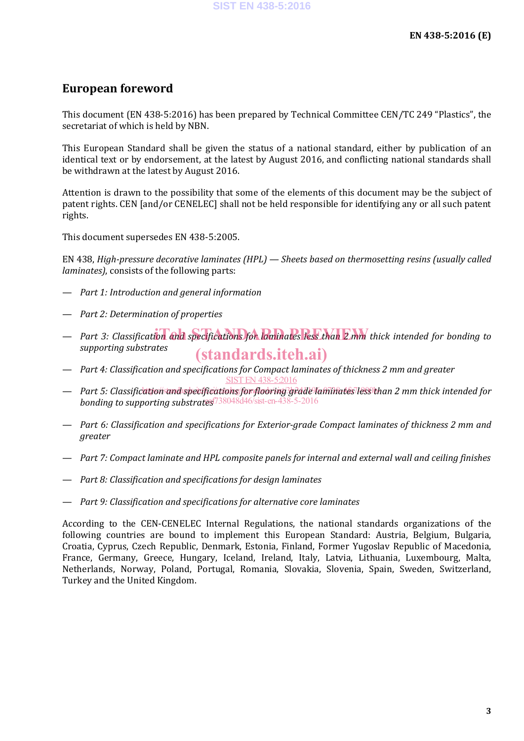## European foreword

This document (EN 438-5:2016) has been prepared by Technical Committee CEN/TC 249 "Plastics", the secretariat of which is held by NBN.

This European Standard shall be given the status of a national standard, either by publication of an identical text or by endorsement, at the latest by August 2016, and conflicting national standards shall be withdrawn at the latest by August 2016.

Attention is drawn to the possibility that some of the elements of this document may be the subject of patent rights. CEN [and/or CENELEC] shall not be held responsible for identifying any or all such patent rights.

This document supersedes EN 438-5:2005.

EN 438, *High-pressure decorative laminates (HPL) — Sheets based on thermosetting resins (usually called laminates)*, consists of the following parts:

— *Part 1: Introduction and general information*

— *Part 2: Determination of properties*

— *Part 3: Classification and specifications for laminates less than 2 mm thick intended for bonding to supporting substrates*

— *Part 4: Classification and specifications for Compact laminates of thickness 2 mm and greater*

— *Part 5: Classification and specifications for flooring grade laminates less than 2 mm thick intended for bonding to supporting substrates*

— *Part 6: Classification and specifications for Exterior-grade Compact laminates of thickness 2 mm and greater*

— *Part 7: Compact laminate and HPL composite panels for internal and external wall and ceiling finishes*

— *Part 8: Classification and specifications for design laminates*

— *Part 9: Classification and specifications for alternative core laminates*

According to the CEN-CENELEC Internal Regulations, the national standards organizations of the following countries are bound to implement this European Standard: Austria, Belgium, Bulgaria, Croatia, Cyprus, Czech Republic, Denmark, Estonia, Finland, Former Yugoslav Republic of Macedonia, France, Germany, Greece, Hungary, Iceland, Ireland, Italy, Latvia, Lithuania, Luxembourg, Malta, Netherlands, Norway, Poland, Portugal, Romania, Slovakia, Slovenia, Spain, Sweden, Switzerland, Turkey and the United Kingdom.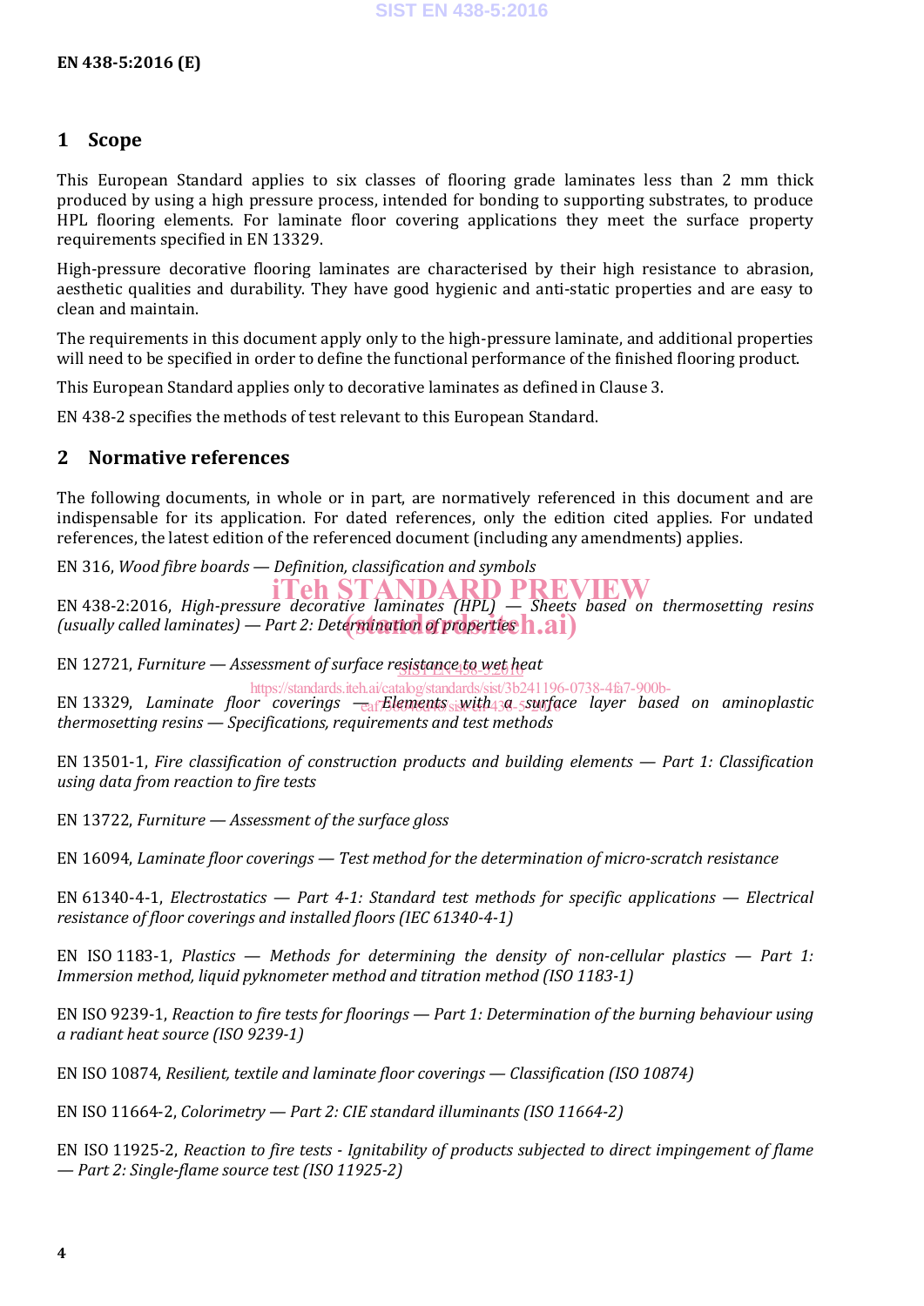## 1 Scope

This European Standard applies to six classes of flooring grade laminates less than 2 mm thick produced by using a high pressure process, intended for bonding to supporting substrates, to produce HPL flooring elements. For laminate floor covering applications they meet the surface property requirements specified in EN 13329.

High-pressure decorative flooring laminates are characterised by their high resistance to abrasion, aesthetic qualities and durability. They have good hygienic and anti-static properties and are easy to clean and maintain.

The requirements in this document apply only to the high-pressure laminate, and additional properties will need to be specified in order to define the functional performance of the finished flooring product.

This European Standard applies only to decorative laminates as defined in Clause 3.

EN 438-2 specifies the methods of test relevant to this European Standard.

## 2 Normative references

The following documents, in whole or in part, are normatively referenced in this document and are indispensable for its application. For dated references, only the edition cited applies. For undated references, the latest edition of the referenced document (including any amendments) applies.

EN 316, *Wood fibre boards — Definition, classification and symbols*

EN 438-2:2016, *High-pressure decorative laminates (HPL) — Sheets based on thermosetting resins (usually called laminates) — Part 2: Determination of properties*

EN 12721, *Furniture — Assessment of surface resistance to wet heat*

EN 13329, *Laminate floor coverings — Elements with a surface layer based on aminoplastic thermosetting resins — Specifications, requirements and test methods*

EN 13501-1, *Fire classification of construction products and building elements — Part 1: Classification using data from reaction to fire tests*

EN 13722, *Furniture — Assessment of the surface gloss*

EN 16094, *Laminate floor coverings — Test method for the determination of micro-scratch resistance*

EN 61340-4-1, *Electrostatics — Part 4-1: Standard test methods for specific applications — Electrical resistance of floor coverings and installed floors (IEC 61340-4-1)*

EN ISO 1183-1, *Plastics — Methods for determining the density of non-cellular plastics — Part 1: Immersion method, liquid pyknometer method and titration method (ISO 1183-1)*

EN ISO 9239-1, *Reaction to fire tests for floorings — Part 1: Determination of the burning behaviour using a radiant heat source (ISO 9239-1)*

EN ISO 10874, *Resilient, textile and laminate floor coverings — Classification (ISO 10874)*

EN ISO 11664-2, *Colorimetry — Part 2: CIE standard illuminants (ISO 11664-2)*

EN ISO 11925-2, *Reaction to fire tests - Ignitability of products subjected to direct impingement of flame — Part 2: Single-flame source test (ISO 11925-2)*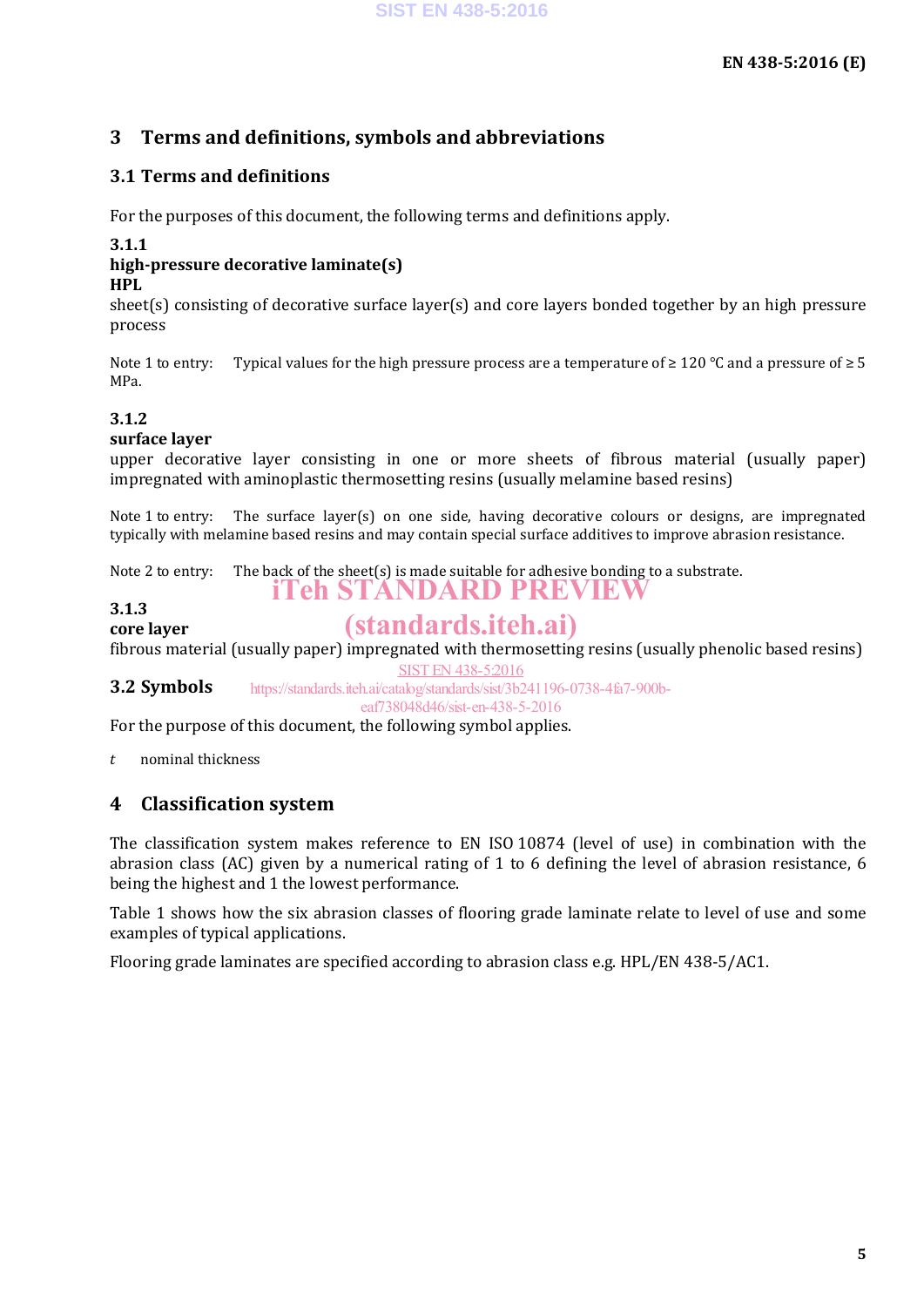# 3 Terms and definitions, symbols and abbreviations

## 3.1 Terms and definitions

For the purposes of this document, the following terms and definitions apply.

**3.1.1**
**high-pressure decorative laminate(s)**
**HPL**
sheet(s) consisting of decorative surface layer(s) and core layers bonded together by an high pressure process

Note 1 to entry: Typical values for the high pressure process are a temperature of ≥ 120 °C and a pressure of ≥ 5 MPa.

**3.1.2**
**surface layer**
upper decorative layer consisting in one or more sheets of fibrous material (usually paper) impregnated with aminoplastic thermosetting resins (usually melamine based resins)

Note 1 to entry: The surface layer(s) on one side, having decorative colours or designs, are impregnated typically with melamine based resins and may contain special surface additives to improve abrasion resistance.

Note 2 to entry: The back of the sheet(s) is made suitable for adhesive bonding to a substrate.

**3.1.3**
**core layer**
fibrous material (usually paper) impregnated with thermosetting resins (usually phenolic based resins)

## 3.2 Symbols

For the purpose of this document, the following symbol applies.

$t$ nominal thickness

# 4 Classification system

The classification system makes reference to EN ISO 10874 (level of use) in combination with the abrasion class (AC) given by a numerical rating of 1 to 6 defining the level of abrasion resistance, 6 being the highest and 1 the lowest performance.

Table 1 shows how the six abrasion classes of flooring grade laminate relate to level of use and some examples of typical applications.

Flooring grade laminates are specified according to abrasion class e.g. HPL/EN 438-5/AC1.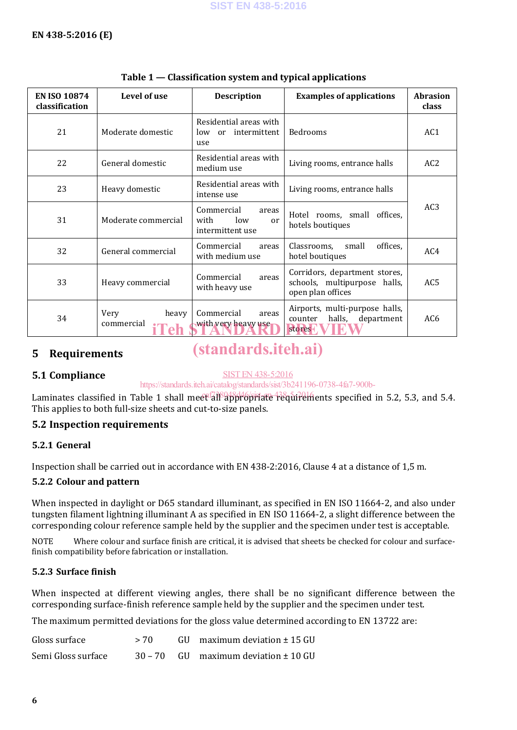**Table 1 — Classification system and typical applications**

| EN ISO 10874 classification | Level of use | Description | Examples of applications | Abrasion class |
|---|---|---|---|---|
| 21 | Moderate domestic | Residential areas with low or intermittent use | Bedrooms | AC1 |
| 22 | General domestic | Residential areas with medium use | Living rooms, entrance halls | AC2 |
| 23 | Heavy domestic | Residential areas with intense use | Living rooms, entrance halls | AC3 |
| 31 | Moderate commercial | Commercial areas with low or intermittent use | Hotel rooms, small offices, hotels boutiques | |
| 32 | General commercial | Commercial areas with medium use | Classrooms, small offices, hotel boutiques | AC4 |
| 33 | Heavy commercial | Commercial areas with heavy use | Corridors, department stores, schools, multipurpose halls, open plan offices | AC5 |
| 34 | Very heavy commercial | Commercial areas with very heavy use | Airports, multi-purpose halls, counter halls, department stores | AC6 |

## 5 Requirements

### 5.1 Compliance

Laminates classified in Table 1 shall meet all appropriate requirements specified in 5.2, 5.3, and 5.4. This applies to both full-size sheets and cut-to-size panels.

### 5.2 Inspection requirements

#### 5.2.1 General

Inspection shall be carried out in accordance with EN 438-2:2016, Clause 4 at a distance of 1,5 m.

#### 5.2.2 Colour and pattern

When inspected in daylight or D65 standard illuminant, as specified in EN ISO 11664-2, and also under tungsten filament lightning illuminant A as specified in EN ISO 11664-2, a slight difference between the corresponding colour reference sample held by the supplier and the specimen under test is acceptable.

NOTE Where colour and surface finish are critical, it is advised that sheets be checked for colour and surface-finish compatibility before fabrication or installation.

#### 5.2.3 Surface finish

When inspected at different viewing angles, there shall be no significant difference between the corresponding surface-finish reference sample held by the supplier and the specimen under test.

The maximum permitted deviations for the gloss value determined according to EN 13722 are:

| | | | |
|---|---|---|---|
| Gloss surface | > 70 | GU | maximum deviation ± 15 GU |
| Semi Gloss surface | 30 – 70 | GU | maximum deviation ± 10 GU |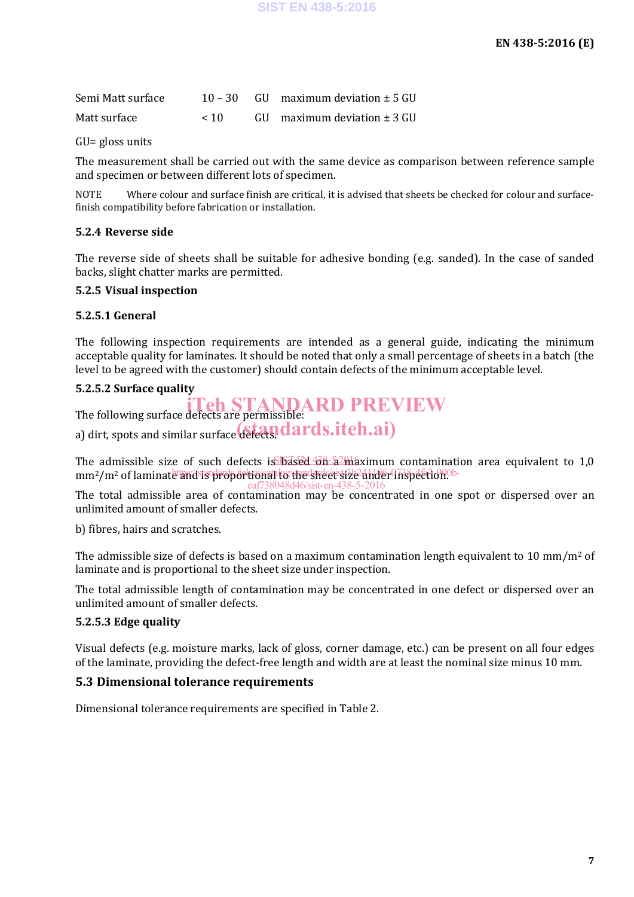| | | | |
|---|---|---|---|
| Semi Matt surface | 10 – 30 | GU | maximum deviation ± 5 GU |
| Matt surface | < 10 | GU | maximum deviation ± 3 GU |

GU= gloss units

The measurement shall be carried out with the same device as comparison between reference sample and specimen or between different lots of specimen.

NOTE Where colour and surface finish are critical, it is advised that sheets be checked for colour and surface-finish compatibility before fabrication or installation.

### 5.2.4 Reverse side

The reverse side of sheets shall be suitable for adhesive bonding (e.g. sanded). In the case of sanded backs, slight chatter marks are permitted.

### 5.2.5 Visual inspection

#### 5.2.5.1 General

The following inspection requirements are intended as a general guide, indicating the minimum acceptable quality for laminates. It should be noted that only a small percentage of sheets in a batch (the level to be agreed with the customer) should contain defects of the minimum acceptable level.

#### 5.2.5.2 Surface quality

The following surface defects are permissible:

a) dirt, spots and similar surface defects.

The admissible size of such defects is based on a maximum contamination area equivalent to 1,0 $mm^2/m^2$ of laminate and is proportional to the sheet size under inspection.

The total admissible area of contamination may be concentrated in one spot or dispersed over an unlimited amount of smaller defects.

b) fibres, hairs and scratches.

The admissible size of defects is based on a maximum contamination length equivalent to 10 $mm/m^2$ of laminate and is proportional to the sheet size under inspection.

The total admissible length of contamination may be concentrated in one defect or dispersed over an unlimited amount of smaller defects.

#### 5.2.5.3 Edge quality

Visual defects (e.g. moisture marks, lack of gloss, corner damage, etc.) can be present on all four edges of the laminate, providing the defect-free length and width are at least the nominal size minus 10 mm.

## 5.3 Dimensional tolerance requirements

Dimensional tolerance requirements are specified in Table 2.